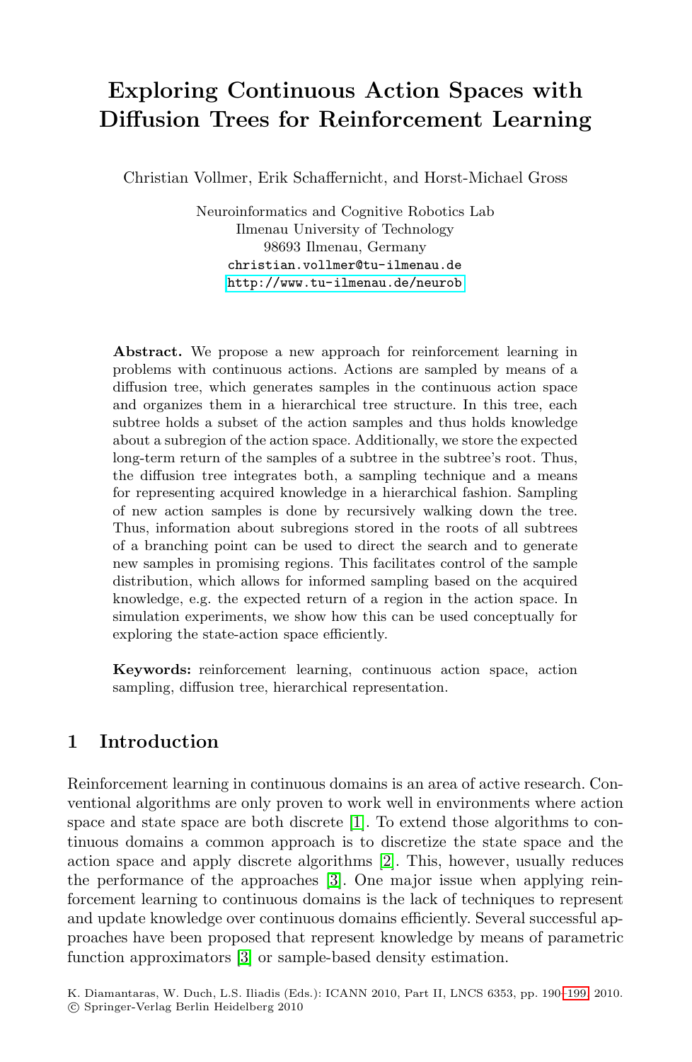# Exploring Continuous Action Spaces with Diffusion Trees for Reinforcement Learning

Christian Vollmer, Erik Schaffernicht, and Horst-Michael Gross

Neuroinformatics and Cognitive Robotics Lab
Ilmenau University of Technology
98693 Ilmenau, Germany
christian.vollmer@tu-ilmenau.de
http://www.tu-ilmenau.de/neurob

**Abstract.** We propose a new approach for reinforcement learning in problems with continuous actions. Actions are sampled by means of a diffusion tree, which generates samples in the continuous action space and organizes them in a hierarchical tree structure. In this tree, each subtree holds a subset of the action samples and thus holds knowledge about a subregion of the action space. Additionally, we store the expected long-term return of the samples of a subtree in the subtree's root. Thus, the diffusion tree integrates both, a sampling technique and a means for representing acquired knowledge in a hierarchical fashion. Sampling of new action samples is done by recursively walking down the tree. Thus, information about subregions stored in the roots of all subtrees of a branching point can be used to direct the search and to generate new samples in promising regions. This facilitates control of the sample distribution, which allows for informed sampling based on the acquired knowledge, e.g. the expected return of a region in the action space. In simulation experiments, we show how this can be used conceptually for exploring the state-action space efficiently.

**Keywords:** reinforcement learning, continuous action space, action sampling, diffusion tree, hierarchical representation.

## 1 Introduction

Reinforcement learning in continuous domains is an area of active research. Conventional algorithms are only proven to work well in environments where action space and state space are both discrete [1]. To extend those algorithms to continuous domains a common approach is to discretize the state space and the action space and apply discrete algorithms [2]. This, however, usually reduces the performance of the approaches [3]. One major issue when applying reinforcement learning to continuous domains is the lack of techniques to represent and update knowledge over continuous domains efficiently. Several successful approaches have been proposed that represent knowledge by means of parametric function approximators [3] or sample-based density estimation.

K. Diamantaras, W. Duch, L.S. Iliadis (Eds.): ICANN 2010, Part II, LNCS 6353, pp. 190–199, 2010.
© Springer-Verlag Berlin Heidelberg 2010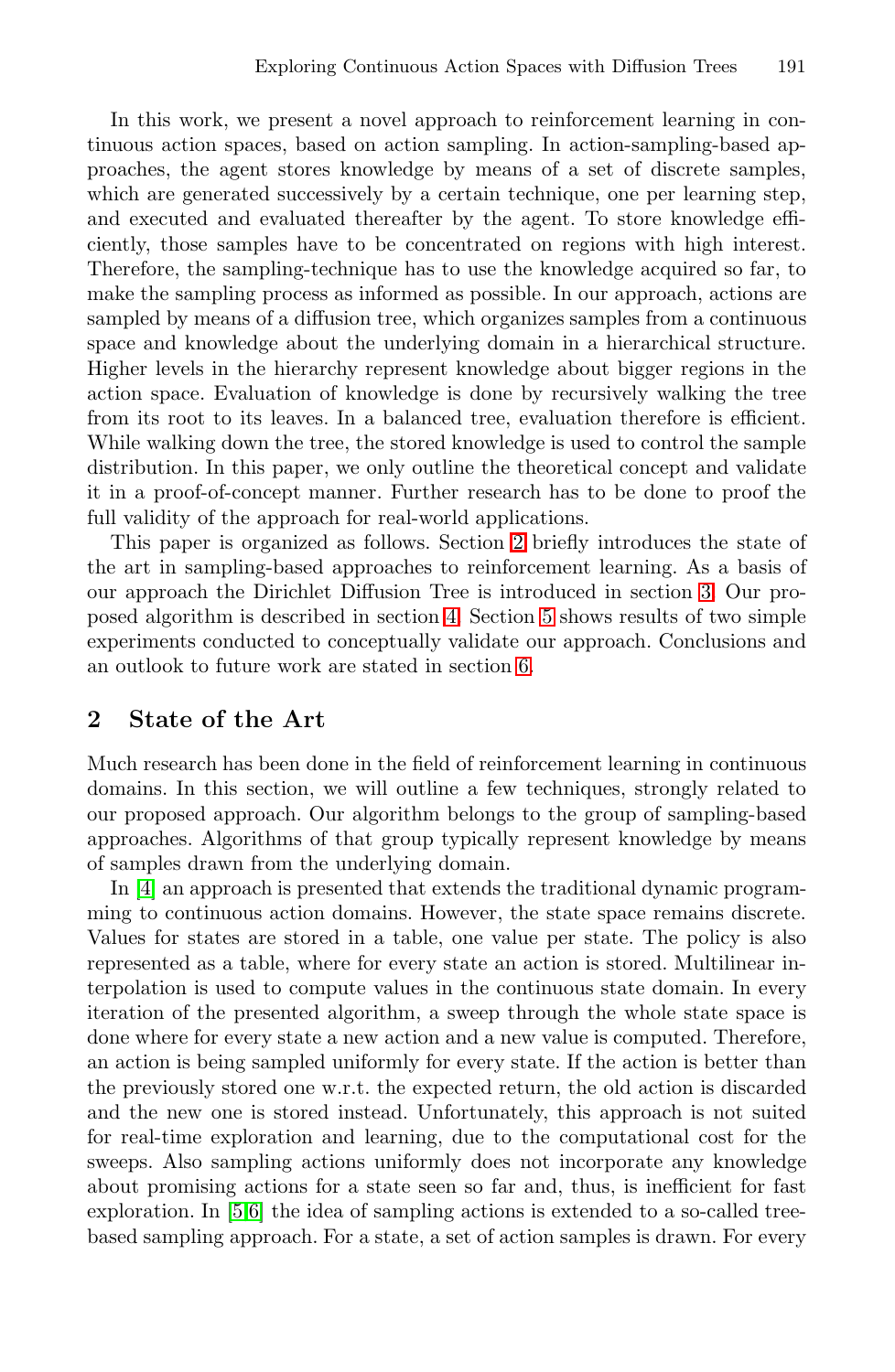In this work, we present a novel approach to reinforcement learning in continuous action spaces, based on action sampling. In action-sampling-based approaches, the agent stores knowledge by means of a set of discrete samples, which are generated successively by a certain technique, one per learning step, and executed and evaluated thereafter by the agent. To store knowledge efficiently, those samples have to be concentrated on regions with high interest. Therefore, the sampling-technique has to use the knowledge acquired so far, to make the sampling process as informed as possible. In our approach, actions are sampled by means of a diffusion tree, which organizes samples from a continuous space and knowledge about the underlying domain in a hierarchical structure. Higher levels in the hierarchy represent knowledge about bigger regions in the action space. Evaluation of knowledge is done by recursively walking the tree from its root to its leaves. In a balanced tree, evaluation therefore is efficient. While walking down the tree, the stored knowledge is used to control the sample distribution. In this paper, we only outline the theoretical concept and validate it in a proof-of-concept manner. Further research has to be done to proof the full validity of the approach for real-world applications.

This paper is organized as follows. Section 2 briefly introduces the state of the art in sampling-based approaches to reinforcement learning. As a basis of our approach the Dirichlet Diffusion Tree is introduced in section 3. Our proposed algorithm is described in section 4. Section 5 shows results of two simple experiments conducted to conceptually validate our approach. Conclusions and an outlook to future work are stated in section 6.

## 2 State of the Art

Much research has been done in the field of reinforcement learning in continuous domains. In this section, we will outline a few techniques, strongly related to our proposed approach. Our algorithm belongs to the group of sampling-based approaches. Algorithms of that group typically represent knowledge by means of samples drawn from the underlying domain.

In [4] an approach is presented that extends the traditional dynamic programming to continuous action domains. However, the state space remains discrete. Values for states are stored in a table, one value per state. The policy is also represented as a table, where for every state an action is stored. Multilinear interpolation is used to compute values in the continuous state domain. In every iteration of the presented algorithm, a sweep through the whole state space is done where for every state a new action and a new value is computed. Therefore, an action is being sampled uniformly for every state. If the action is better than the previously stored one w.r.t. the expected return, the old action is discarded and the new one is stored instead. Unfortunately, this approach is not suited for real-time exploration and learning, due to the computational cost for the sweeps. Also sampling actions uniformly does not incorporate any knowledge about promising actions for a state seen so far and, thus, is inefficient for fast exploration. In [5,6] the idea of sampling actions is extended to a so-called tree-based sampling approach. For a state, a set of action samples is drawn. For every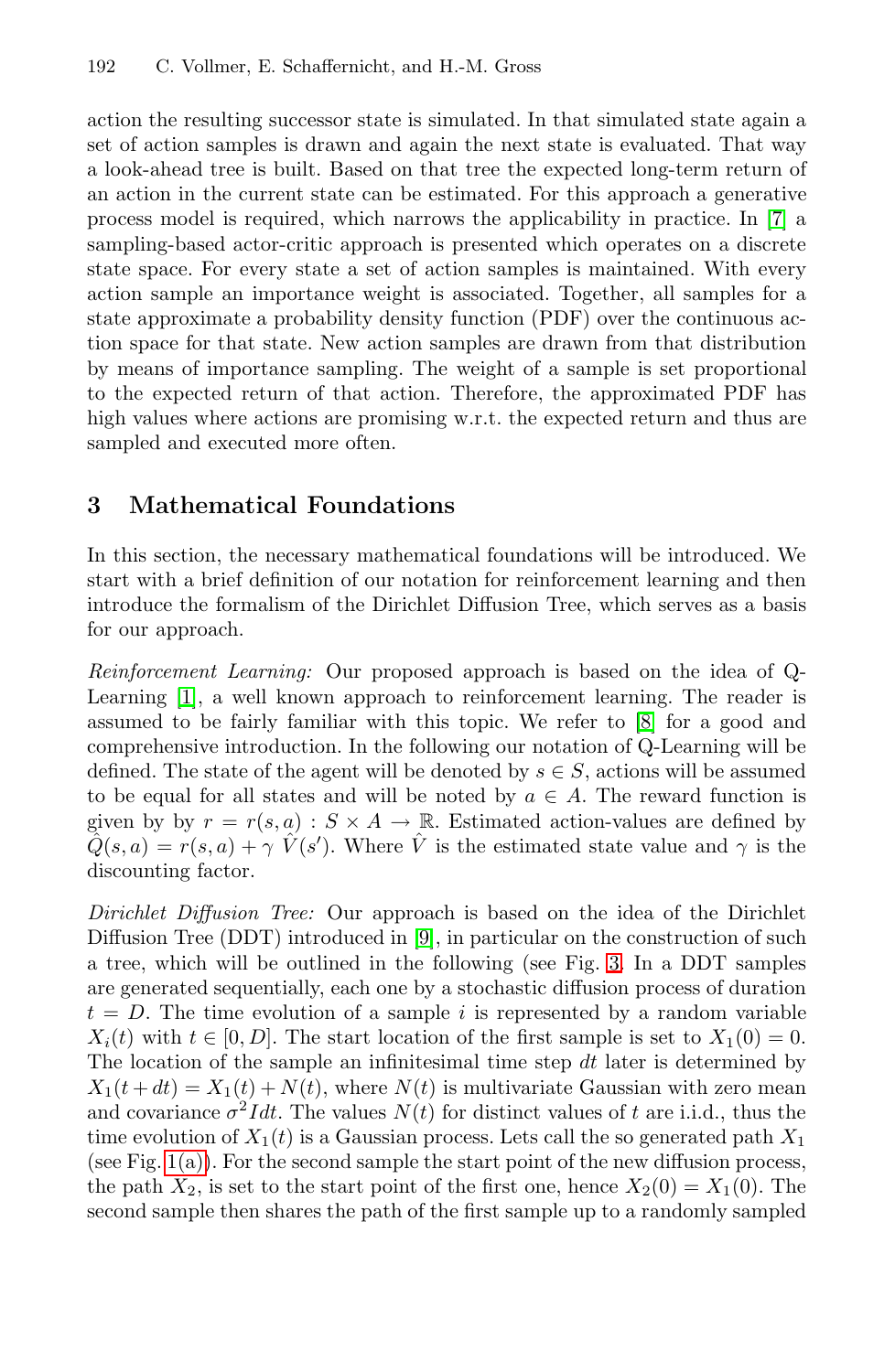action the resulting successor state is simulated. In that simulated state again a set of action samples is drawn and again the next state is evaluated. That way a look-ahead tree is built. Based on that tree the expected long-term return of an action in the current state can be estimated. For this approach a generative process model is required, which narrows the applicability in practice. In [7] a sampling-based actor-critic approach is presented which operates on a discrete state space. For every state a set of action samples is maintained. With every action sample an importance weight is associated. Together, all samples for a state approximate a probability density function (PDF) over the continuous action space for that state. New action samples are drawn from that distribution by means of importance sampling. The weight of a sample is set proportional to the expected return of that action. Therefore, the approximated PDF has high values where actions are promising w.r.t. the expected return and thus are sampled and executed more often.

## 3 Mathematical Foundations

In this section, the necessary mathematical foundations will be introduced. We start with a brief definition of our notation for reinforcement learning and then introduce the formalism of the Dirichlet Diffusion Tree, which serves as a basis for our approach.

*Reinforcement Learning:* Our proposed approach is based on the idea of Q-Learning [1], a well known approach to reinforcement learning. The reader is assumed to be fairly familiar with this topic. We refer to [8] for a good and comprehensive introduction. In the following our notation of Q-Learning will be defined. The state of the agent will be denoted by $s \in S$, actions will be assumed to be equal for all states and will be noted by $a \in A$. The reward function is given by by $r = r(s, a) : S \times A \rightarrow \mathbb{R}$. Estimated action-values are defined by $\hat{Q}(s, a) = r(s, a) + \gamma \ \hat{V}(s')$. Where $\hat{V}$ is the estimated state value and $\gamma$ is the discounting factor.

*Dirichlet Diffusion Tree:* Our approach is based on the idea of the Dirichlet Diffusion Tree (DDT) introduced in [9], in particular on the construction of such a tree, which will be outlined in the following (see Fig. 3. In a DDT samples are generated sequentially, each one by a stochastic diffusion process of duration $t = D$. The time evolution of a sample $i$ is represented by a random variable $X_i(t)$ with $t \in [0, D]$. The start location of the first sample is set to $X_1(0) = 0$. The location of the sample an infinitesimal time step $dt$ later is determined by $X_1(t + dt) = X_1(t) + N(t)$, where $N(t)$ is multivariate Gaussian with zero mean and covariance $\sigma^2 I dt$. The values $N(t)$ for distinct values of $t$ are i.i.d., thus the time evolution of $X_1(t)$ is a Gaussian process. Lets call the so generated path $X_1$ (see Fig. 1(a)). For the second sample the start point of the new diffusion process, the path $X_2$, is set to the start point of the first one, hence $X_2(0) = X_1(0)$. The second sample then shares the path of the first sample up to a randomly sampled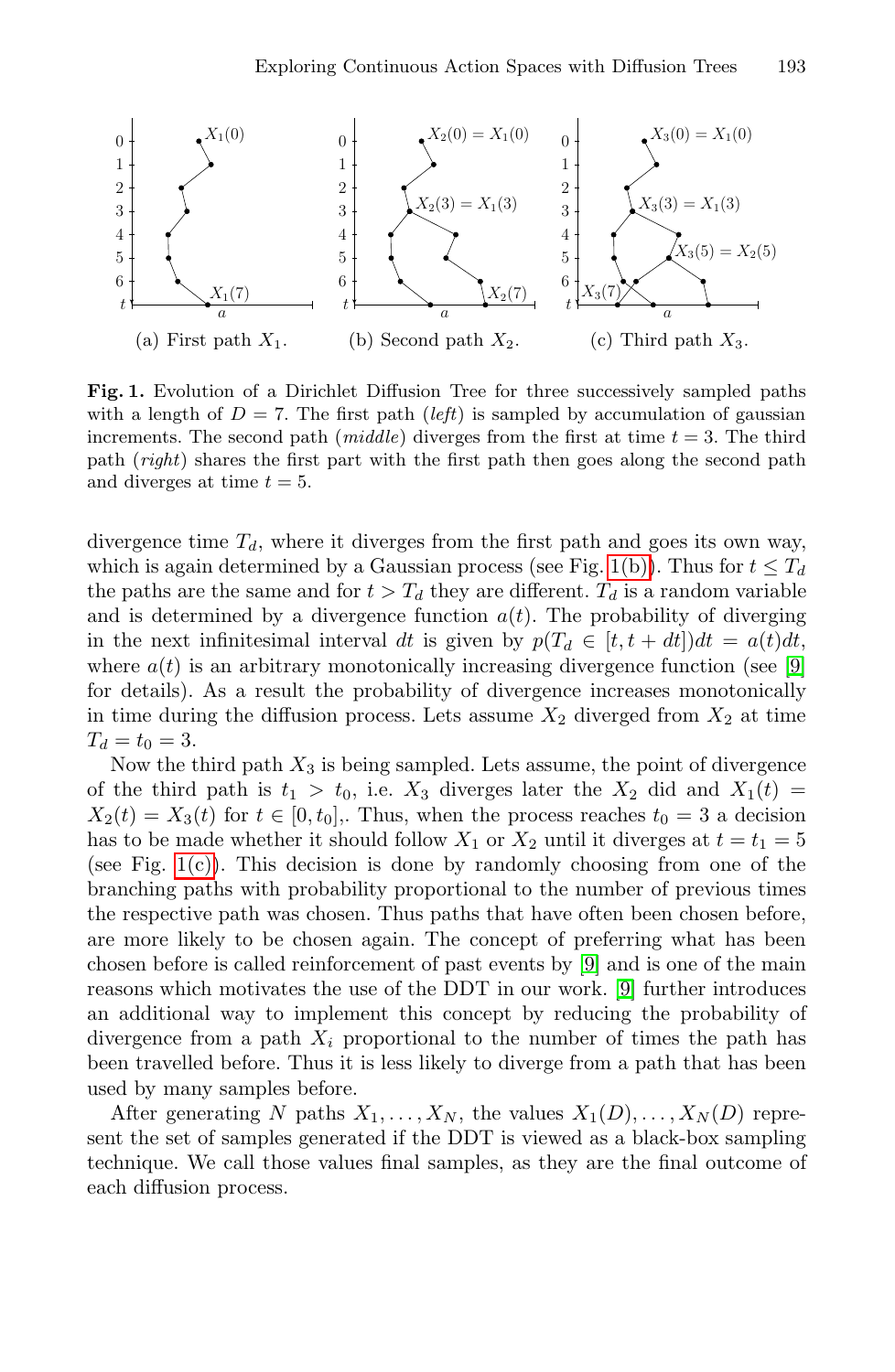**Fig. 1.** Evolution of a Dirichlet Diffusion Tree for three successively sampled paths with a length of $D = 7$. The first path (*left*) is sampled by accumulation of gaussian increments. The second path (*middle*) diverges from the first at time $t = 3$. The third path (*right*) shares the first part with the first path then goes along the second path and diverges at time $t = 5$.

(a) First path $X_1$. (b) Second path $X_2$. (c) Third path $X_3$.

divergence time $T_d$, where it diverges from the first path and goes its own way, which is again determined by a Gaussian process (see Fig. 1(b)). Thus for $t \leq T_d$ the paths are the same and for $t > T_d$ they are different. $T_d$ is a random variable and is determined by a divergence function $a(t)$. The probability of diverging in the next infinitesimal interval $dt$ is given by $p(T_d \in [t, t + dt])dt = a(t)dt$, where $a(t)$ is an arbitrary monotonically increasing divergence function (see [9] for details). As a result the probability of divergence increases monotonically in time during the diffusion process. Lets assume $X_2$ diverged from $X_2$ at time $T_d = t_0 = 3$.

Now the third path $X_3$ is being sampled. Lets assume, the point of divergence of the third path is $t_1 > t_0$, i.e. $X_3$ diverges later the $X_2$ did and $X_1(t) = X_2(t) = X_3(t)$ for $t \in [0, t_0]$,. Thus, when the process reaches $t_0 = 3$ a decision has to be made whether it should follow $X_1$ or $X_2$ until it diverges at $t = t_1 = 5$ (see Fig. 1(c)). This decision is done by randomly choosing from one of the branching paths with probability proportional to the number of previous times the respective path was chosen. Thus paths that have often been chosen before, are more likely to be chosen again. The concept of preferring what has been chosen before is called reinforcement of past events by [9] and is one of the main reasons which motivates the use of the DDT in our work. [9] further introduces an additional way to implement this concept by reducing the probability of divergence from a path $X_i$ proportional to the number of times the path has been travelled before. Thus it is less likely to diverge from a path that has been used by many samples before.

After generating $N$ paths $X_1, \ldots, X_N$, the values $X_1(D), \ldots, X_N(D)$ represent the set of samples generated if the DDT is viewed as a black-box sampling technique. We call those values final samples, as they are the final outcome of each diffusion process.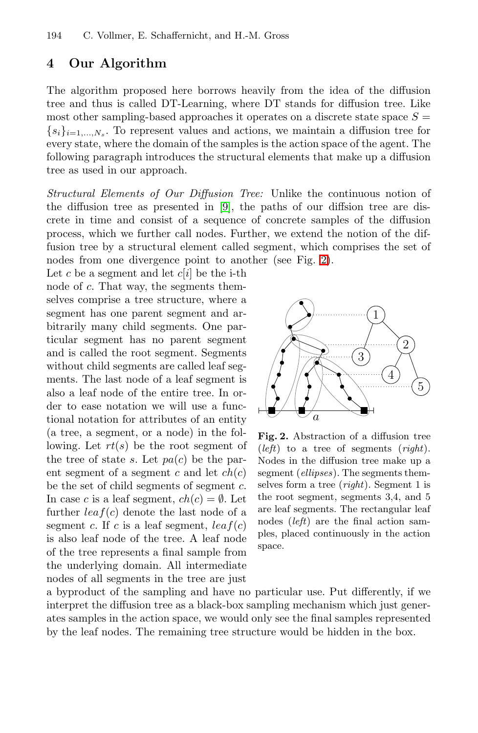## 4 Our Algorithm

The algorithm proposed here borrows heavily from the idea of the diffusion tree and thus is called DT-Learning, where DT stands for diffusion tree. Like most other sampling-based approaches it operates on a discrete state space $S = \{s_i\}_{i=1,\dots,N_s}$. To represent values and actions, we maintain a diffusion tree for every state, where the domain of the samples is the action space of the agent. The following paragraph introduces the structural elements that make up a diffusion tree as used in our approach.

*Structural Elements of Our Diffusion Tree:* Unlike the continuous notion of the diffusion tree as presented in [9], the paths of our diffsion tree are discrete in time and consist of a sequence of concrete samples of the diffusion process, which we further call nodes. Further, we extend the notion of the diffusion tree by a structural element called segment, which comprises the set of nodes from one divergence point to another (see Fig. 2).

Let $c$ be a segment and let $c[i]$ be the i-th node of $c$. That way, the segments themselves comprise a tree structure, where a segment has one parent segment and arbitrarily many child segments. One particular segment has no parent segment and is called the root segment. Segments without child segments are called leaf segments. The last node of a leaf segment is also a leaf node of the entire tree. In order to ease notation we will use a functional notation for attributes of an entity (a tree, a segment, or a node) in the following. Let $rt(s)$ be the root segment of the tree of state $s$. Let $pa(c)$ be the parent segment of a segment $c$ and let $ch(c)$ be the set of child segments of segment $c$. In case $c$ is a leaf segment, $ch(c) = \emptyset$. Let further $leaf(c)$ denote the last node of a segment $c$. If $c$ is a leaf segment, $leaf(c)$ is also leaf node of the tree. A leaf node of the tree represents a final sample from the underlying domain. All intermediate nodes of all segments in the tree are just a byproduct of the sampling and have no particular use. Put differently, if we interpret the diffusion tree as a black-box sampling mechanism which just generates samples in the action space, we would only see the final samples represented by the leaf nodes. The remaining tree structure would be hidden in the box.

**Fig. 2.** Abstraction of a diffusion tree (*left*) to a tree of segments (*right*). Nodes in the diffusion tree make up a segment (*ellipses*). The segments themselves form a tree (*right*). Segment 1 is the root segment, segments 3,4, and 5 are leaf segments. The rectangular leaf nodes (*left*) are the final action samples, placed continuously in the action space.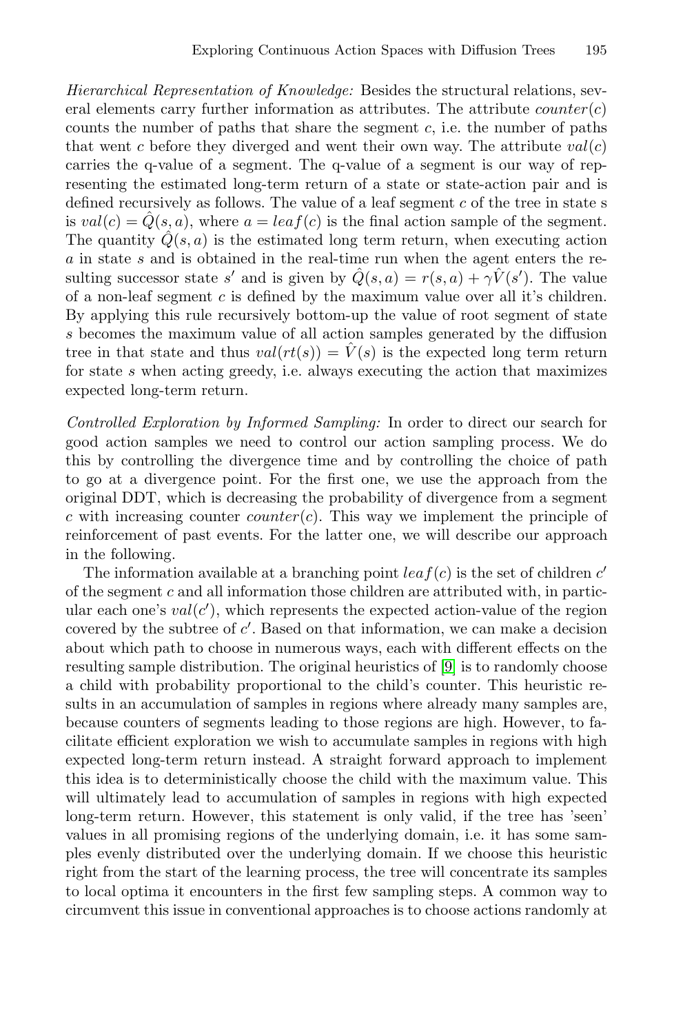*Hierarchical Representation of Knowledge:* Besides the structural relations, several elements carry further information as attributes. The attribute $counter(c)$ counts the number of paths that share the segment $c$, i.e. the number of paths that went $c$ before they diverged and went their own way. The attribute $val(c)$ carries the q-value of a segment. The q-value of a segment is our way of representing the estimated long-term return of a state or state-action pair and is defined recursively as follows. The value of a leaf segment $c$ of the tree in state s is $val(c) = \hat{Q}(s, a)$, where $a = leaf(c)$ is the final action sample of the segment. The quantity $\hat{Q}(s, a)$ is the estimated long term return, when executing action $a$ in state $s$ and is obtained in the real-time run when the agent enters the resulting successor state $s'$ and is given by $\hat{Q}(s, a) = r(s, a) + \gamma \hat{V}(s')$. The value of a non-leaf segment $c$ is defined by the maximum value over all it's children. By applying this rule recursively bottom-up the value of root segment of state $s$ becomes the maximum value of all action samples generated by the diffusion tree in that state and thus $val(rt(s)) = \hat{V}(s)$ is the expected long term return for state $s$ when acting greedy, i.e. always executing the action that maximizes expected long-term return.

*Controlled Exploration by Informed Sampling:* In order to direct our search for good action samples we need to control our action sampling process. We do this by controlling the divergence time and by controlling the choice of path to go at a divergence point. For the first one, we use the approach from the original DDT, which is decreasing the probability of divergence from a segment $c$ with increasing counter $counter(c)$. This way we implement the principle of reinforcement of past events. For the latter one, we will describe our approach in the following.

The information available at a branching point $leaf(c)$ is the set of children $c'$ of the segment $c$ and all information those children are attributed with, in particular each one's $val(c')$, which represents the expected action-value of the region covered by the subtree of $c'$. Based on that information, we can make a decision about which path to choose in numerous ways, each with different effects on the resulting sample distribution. The original heuristics of [9] is to randomly choose a child with probability proportional to the child's counter. This heuristic results in an accumulation of samples in regions where already many samples are, because counters of segments leading to those regions are high. However, to facilitate efficient exploration we wish to accumulate samples in regions with high expected long-term return instead. A straight forward approach to implement this idea is to deterministically choose the child with the maximum value. This will ultimately lead to accumulation of samples in regions with high expected long-term return. However, this statement is only valid, if the tree has 'seen' values in all promising regions of the underlying domain, i.e. it has some samples evenly distributed over the underlying domain. If we choose this heuristic right from the start of the learning process, the tree will concentrate its samples to local optima it encounters in the first few sampling steps. A common way to circumvent this issue in conventional approaches is to choose actions randomly at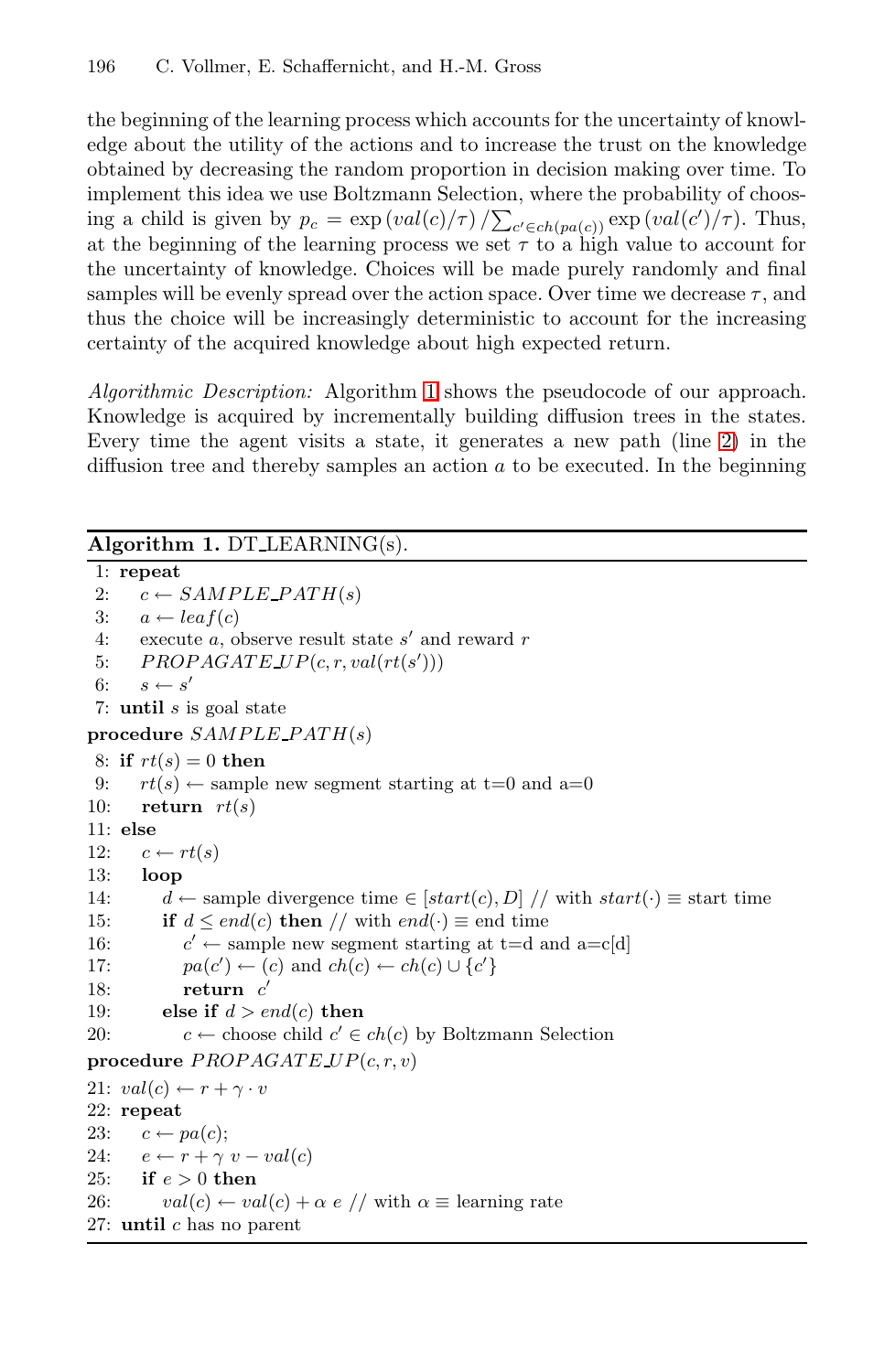the beginning of the learning process which accounts for the uncertainty of knowledge about the utility of the actions and to increase the trust on the knowledge obtained by decreasing the random proportion in decision making over time. To implement this idea we use Boltzmann Selection, where the probability of choosing a child is given by $p_c = \exp\left(val(c)/\tau\right)/\sum_{c' \in ch(pa(c))} \exp\left(val(c')/\tau\right)$. Thus, at the beginning of the learning process we set $\tau$ to a high value to account for the uncertainty of knowledge. Choices will be made purely randomly and final samples will be evenly spread over the action space. Over time we decrease $\tau$, and thus the choice will be increasingly deterministic to account for the increasing certainty of the acquired knowledge about high expected return.

*Algorithmic Description:* Algorithm 1 shows the pseudocode of our approach. Knowledge is acquired by incrementally building diffusion trees in the states. Every time the agent visits a state, it generates a new path (line 2) in the diffusion tree and thereby samples an action $a$ to be executed. In the beginning

**Algorithm 1.** DT_LEARNING(s).

```
 1: repeat
 2:    c ← SAMPLE_PATH(s)
 3:    a ← leaf(c)
 4:    execute a, observe result state s' and reward r
 5:    PROPAGATE_UP(c, r, val(rt(s')))
 6:    s ← s'
 7: until s is goal state
procedure SAMPLE_PATH(s)
 8: if rt(s) = 0 then
 9:    rt(s) ← sample new segment starting at t=0 and a=0
10:    return rt(s)
11: else
12:    c ← rt(s)
13:    loop
14:       d ← sample divergence time ∈ [start(c), D] // with start(·) ≡ start time
15:       if d ≤ end(c) then // with end(·) ≡ end time
16:          c' ← sample new segment starting at t=d and a=c[d]
17:          pa(c') ← (c) and ch(c) ← ch(c) ∪ {c'}
18:          return c'
19:       else if d > end(c) then
20:          c ← choose child c' ∈ ch(c) by Boltzmann Selection
procedure PROPAGATE_UP(c, r, v)
21: val(c) ← r + γ · v
22: repeat
23:    c ← pa(c);
24:    e ← r + γ v − val(c)
25:    if e > 0 then
26:       val(c) ← val(c) + α e // with α ≡ learning rate
27: until c has no parent
```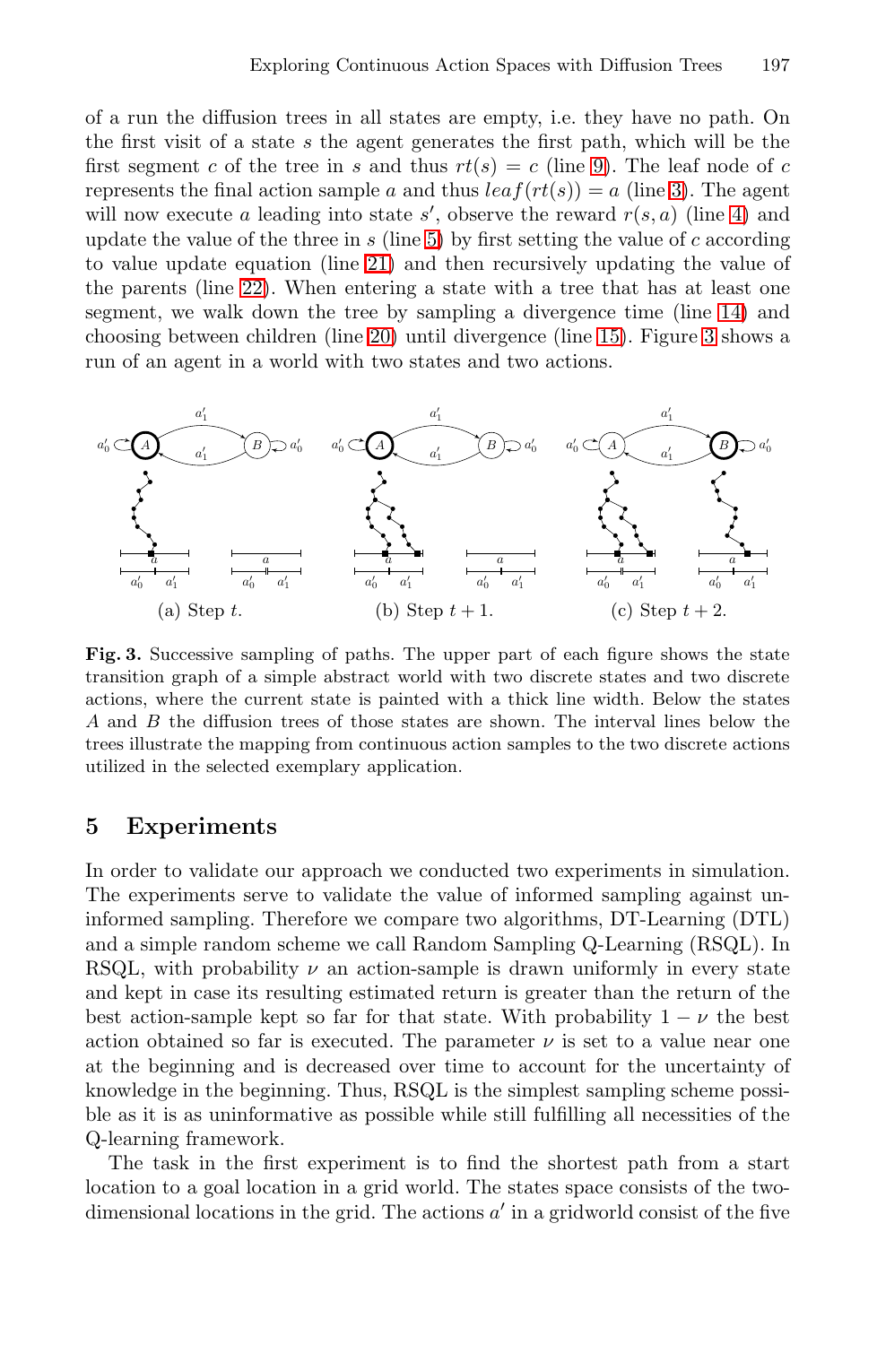of a run the diffusion trees in all states are empty, i.e. they have no path. On the first visit of a state $s$ the agent generates the first path, which will be the first segment $c$ of the tree in $s$ and thus $rt(s) = c$ (line 9). The leaf node of $c$ represents the final action sample $a$ and thus $leaf(rt(s)) = a$ (line 3). The agent will now execute $a$ leading into state $s'$, observe the reward $r(s, a)$ (line 4) and update the value of the three in $s$ (line 5) by first setting the value of $c$ according to value update equation (line 21) and then recursively updating the value of the parents (line 22). When entering a state with a tree that has at least one segment, we walk down the tree by sampling a divergence time (line 14) and choosing between children (line 20) until divergence (line 15). Figure 3 shows a run of an agent in a world with two states and two actions.

(a) Step $t$. (b) Step $t+1$. (c) Step $t+2$.

**Fig. 3.** Successive sampling of paths. The upper part of each figure shows the state transition graph of a simple abstract world with two discrete states and two discrete actions, where the current state is painted with a thick line width. Below the states $A$ and $B$ the diffusion trees of those states are shown. The interval lines below the trees illustrate the mapping from continuous action samples to the two discrete actions utilized in the selected exemplary application.

## 5 Experiments

In order to validate our approach we conducted two experiments in simulation. The experiments serve to validate the value of informed sampling against uninformed sampling. Therefore we compare two algorithms, DT-Learning (DTL) and a simple random scheme we call Random Sampling Q-Learning (RSQL). In RSQL, with probability $\nu$ an action-sample is drawn uniformly in every state and kept in case its resulting estimated return is greater than the return of the best action-sample kept so far for that state. With probability $1 - \nu$ the best action obtained so far is executed. The parameter $\nu$ is set to a value near one at the beginning and is decreased over time to account for the uncertainty of knowledge in the beginning. Thus, RSQL is the simplest sampling scheme possible as it is as uninformative as possible while still fulfilling all necessities of the Q-learning framework.

The task in the first experiment is to find the shortest path from a start location to a goal location in a grid world. The states space consists of the two-dimensional locations in the grid. The actions $a'$ in a gridworld consist of the five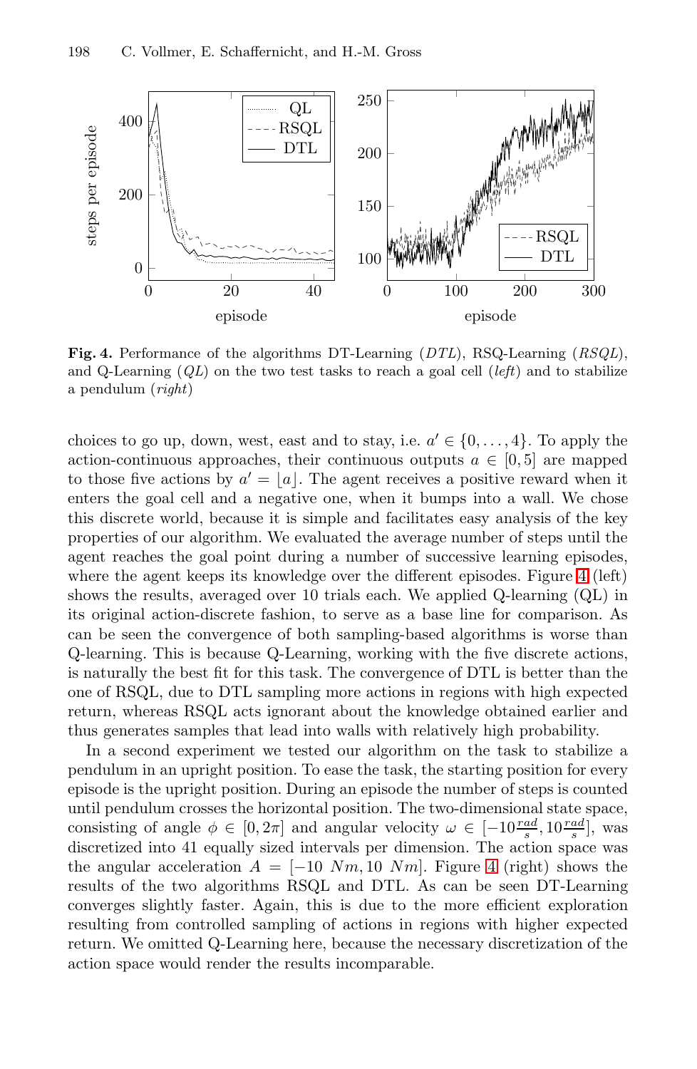**Fig. 4.** Performance of the algorithms DT-Learning (*DTL*), RSQ-Learning (*RSQL*), and Q-Learning (*QL*) on the two test tasks to reach a goal cell (*left*) and to stabilize a pendulum (*right*)

choices to go up, down, west, east and to stay, i.e. $a' \in \{0, \ldots, 4\}$. To apply the action-continuous approaches, their continuous outputs $a \in [0, 5]$ are mapped to those five actions by $a' = \lfloor a \rfloor$. The agent receives a positive reward when it enters the goal cell and a negative one, when it bumps into a wall. We chose this discrete world, because it is simple and facilitates easy analysis of the key properties of our algorithm. We evaluated the average number of steps until the agent reaches the goal point during a number of successive learning episodes, where the agent keeps its knowledge over the different episodes. Figure 4 (left) shows the results, averaged over 10 trials each. We applied Q-learning (QL) in its original action-discrete fashion, to serve as a base line for comparison. As can be seen the convergence of both sampling-based algorithms is worse than Q-learning. This is because Q-Learning, working with the five discrete actions, is naturally the best fit for this task. The convergence of DTL is better than the one of RSQL, due to DTL sampling more actions in regions with high expected return, whereas RSQL acts ignorant about the knowledge obtained earlier and thus generates samples that lead into walls with relatively high probability.

In a second experiment we tested our algorithm on the task to stabilize a pendulum in an upright position. To ease the task, the starting position for every episode is the upright position. During an episode the number of steps is counted until pendulum crosses the horizontal position. The two-dimensional state space, consisting of angle $\phi \in [0, 2\pi]$ and angular velocity $\omega \in [-10\frac{rad}{s}, 10\frac{rad}{s}]$, was discretized into 41 equally sized intervals per dimension. The action space was the angular acceleration $A = [-10\ Nm, 10\ Nm]$. Figure 4 (right) shows the results of the two algorithms RSQL and DTL. As can be seen DT-Learning converges slightly faster. Again, this is due to the more efficient exploration resulting from controlled sampling of actions in regions with higher expected return. We omitted Q-Learning here, because the necessary discretization of the action space would render the results incomparable.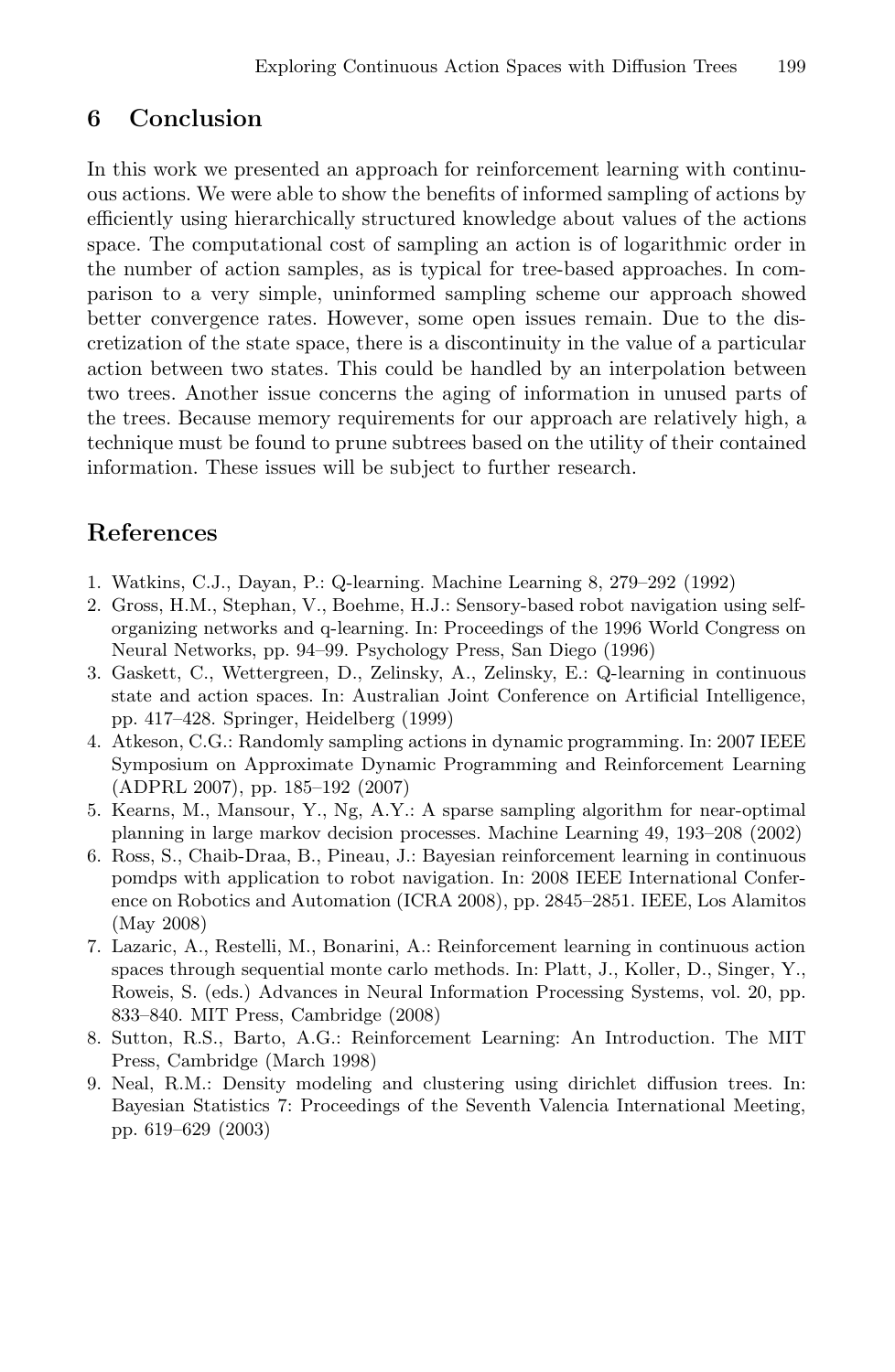## 6 Conclusion

In this work we presented an approach for reinforcement learning with continuous actions. We were able to show the benefits of informed sampling of actions by efficiently using hierarchically structured knowledge about values of the actions space. The computational cost of sampling an action is of logarithmic order in the number of action samples, as is typical for tree-based approaches. In comparison to a very simple, uninformed sampling scheme our approach showed better convergence rates. However, some open issues remain. Due to the discretization of the state space, there is a discontinuity in the value of a particular action between two states. This could be handled by an interpolation between two trees. Another issue concerns the aging of information in unused parts of the trees. Because memory requirements for our approach are relatively high, a technique must be found to prune subtrees based on the utility of their contained information. These issues will be subject to further research.

## References

1. Watkins, C.J., Dayan, P.: Q-learning. Machine Learning 8, 279–292 (1992)
2. Gross, H.M., Stephan, V., Boehme, H.J.: Sensory-based robot navigation using self-organizing networks and q-learning. In: Proceedings of the 1996 World Congress on Neural Networks, pp. 94–99. Psychology Press, San Diego (1996)
3. Gaskett, C., Wettergreen, D., Zelinsky, A., Zelinsky, E.: Q-learning in continuous state and action spaces. In: Australian Joint Conference on Artificial Intelligence, pp. 417–428. Springer, Heidelberg (1999)
4. Atkeson, C.G.: Randomly sampling actions in dynamic programming. In: 2007 IEEE Symposium on Approximate Dynamic Programming and Reinforcement Learning (ADPRL 2007), pp. 185–192 (2007)
5. Kearns, M., Mansour, Y., Ng, A.Y.: A sparse sampling algorithm for near-optimal planning in large markov decision processes. Machine Learning 49, 193–208 (2002)
6. Ross, S., Chaib-Draa, B., Pineau, J.: Bayesian reinforcement learning in continuous pomdps with application to robot navigation. In: 2008 IEEE International Conference on Robotics and Automation (ICRA 2008), pp. 2845–2851. IEEE, Los Alamitos (May 2008)
7. Lazaric, A., Restelli, M., Bonarini, A.: Reinforcement learning in continuous action spaces through sequential monte carlo methods. In: Platt, J., Koller, D., Singer, Y., Roweis, S. (eds.) Advances in Neural Information Processing Systems, vol. 20, pp. 833–840. MIT Press, Cambridge (2008)
8. Sutton, R.S., Barto, A.G.: Reinforcement Learning: An Introduction. The MIT Press, Cambridge (March 1998)
9. Neal, R.M.: Density modeling and clustering using dirichlet diffusion trees. In: Bayesian Statistics 7: Proceedings of the Seventh Valencia International Meeting, pp. 619–629 (2003)